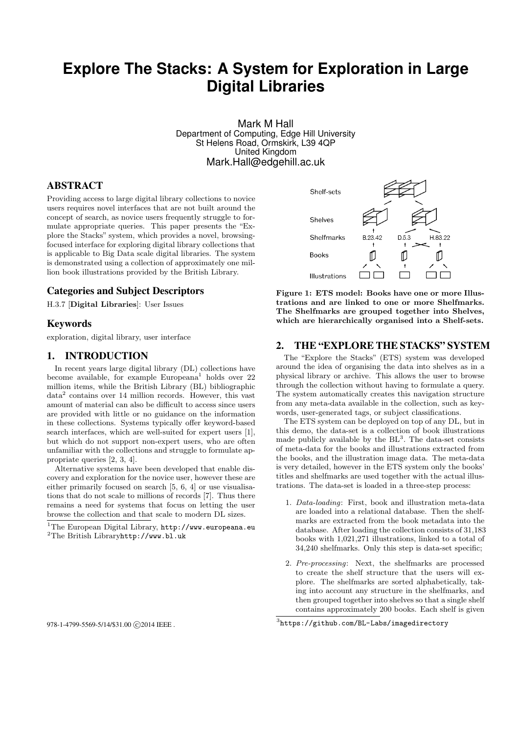# Explore The Stacks: A System for Exploration in Large Digital Libraries

Mark M Hall
Department of Computing, Edge Hill University
St Helens Road, Ormskirk, L39 4QP
United Kingdom
Mark.Hall@edgehill.ac.uk

## ABSTRACT

Providing access to large digital library collections to novice users requires novel interfaces that are not built around the concept of search, as novice users frequently struggle to formulate appropriate queries. This paper presents the "Explore the Stacks" system, which provides a novel, browsing-focused interface for exploring digital library collections that is applicable to Big Data scale digital libraries. The system is demonstrated using a collection of approximately one million book illustrations provided by the British Library.

### Categories and Subject Descriptors

H.3.7 [**Digital Libraries**]: User Issues

### Keywords

exploration, digital library, user interface

## 1. INTRODUCTION

In recent years large digital library (DL) collections have become available, for example Europeana[1] holds over 22 million items, while the British Library (BL) bibliographic data[2] contains over 14 million records. However, this vast amount of material can also be difficult to access since users are provided with little or no guidance on the information in these collections. Systems typically offer keyword-based search interfaces, which are well-suited for expert users [1], but which do not support non-expert users, who are often unfamiliar with the collections and struggle to formulate appropriate queries [2, 3, 4].

Alternative systems have been developed that enable discovery and exploration for the novice user, however these are either primarily focused on search [5, 6, 4] or use visualisations that do not scale to millions of records [7]. Thus there remains a need for systems that focus on letting the user browse the collection and that scale to modern DL sizes.

[1]The European Digital Library, http://www.europeana.eu
[2]The British Libraryhttp://www.bl.uk

**Figure 1: ETS model: Books have one or more Illustrations and are linked to one or more Shelfmarks. The Shelfmarks are grouped together into Shelves, which are hierarchically organised into a Shelf-sets.**

## 2. THE "EXPLORE THE STACKS" SYSTEM

The "Explore the Stacks" (ETS) system was developed around the idea of organising the data into shelves as in a physical library or archive. This allows the user to browse through the collection without having to formulate a query. The system automatically creates this navigation structure from any meta-data available in the collection, such as keywords, user-generated tags, or subject classifications.

The ETS system can be deployed on top of any DL, but in this demo, the data-set is a collection of book illustrations made publicly available by the BL[3]. The data-set consists of meta-data for the books and illustrations extracted from the books, and the illustration image data. The meta-data is very detailed, however in the ETS system only the books' titles and shelfmarks are used together with the actual illustrations. The data-set is loaded in a three-step process:

1. *Data-loading*: First, book and illustration meta-data are loaded into a relational database. Then the shelfmarks are extracted from the book metadata into the database. After loading the collection consists of 31,183 books with 1,021,271 illustrations, linked to a total of 34,240 shelfmarks. Only this step is data-set specific;
2. *Pre-processing*: Next, the shelfmarks are processed to create the shelf structure that the users will explore. The shelfmarks are sorted alphabetically, taking into account any structure in the shelfmarks, and then grouped together into shelves so that a single shelf contains approximately 200 books. Each shelf is given

[3]https://github.com/BL-Labs/imagedirectory

978-1-4799-5569-5/14/$31.00 ©2014 IEEE .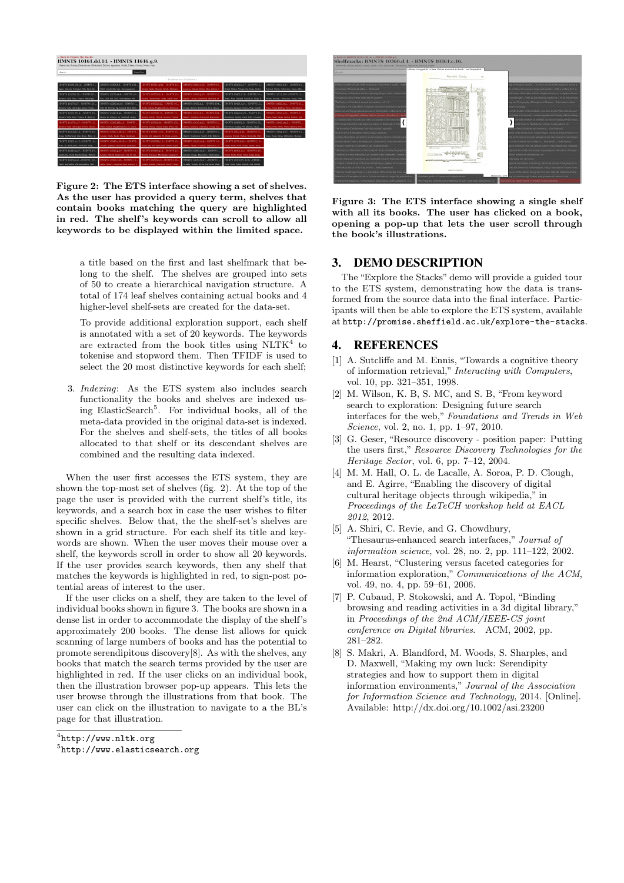Figure 2: The ETS interface showing a set of shelves. As the user has provided a query term, shelves that contain books matching the query are highlighted in red. The shelf's keywords can scroll to allow all keywords to be displayed within the limited space.

a title based on the first and last shelfmark that belong to the shelf. The shelves are grouped into sets of 50 to create a hierarchical navigation structure. A total of 174 leaf shelves containing actual books and 4 higher-level shelf-sets are created for the data-set.

To provide additional exploration support, each shelf is annotated with a set of 20 keywords. The keywords are extracted from the book titles using NLTK[4] to tokenise and stopword them. Then TFIDF is used to select the 20 most distinctive keywords for each shelf;

3. *Indexing*: As the ETS system also includes search functionality the books and shelves are indexed using ElasticSearch[5]. For individual books, all of the meta-data provided in the original data-set is indexed. For the shelves and shelf-sets, the titles of all books allocated to that shelf or its descendant shelves are combined and the resulting data indexed.

When the user first accesses the ETS system, they are shown the top-most set of shelves (fig. 2). At the top of the page the user is provided with the current shelf's title, its keywords, and a search box in case the user wishes to filter specific shelves. Below that, the the shelf-set's shelves are shown in a grid structure. For each shelf its title and keywords are shown. When the user moves their mouse over a shelf, the keywords scroll in order to show all 20 keywords. If the user provides search keywords, then any shelf that matches the keywords is highlighted in red, to sign-post potential areas of interest to the user.

If the user clicks on a shelf, they are taken to the level of individual books shown in figure 3. The books are shown in a dense list in order to accommodate the display of the shelf's approximately 200 books. The dense list allows for quick scanning of large numbers of books and has the potential to promote serendipitous discovery[8]. As with the shelves, any books that match the search terms provided by the user are highlighted in red. If the user clicks on an individual book, then the illustration browser pop-up appears. This lets the user browse through the illustrations from that book. The user can click on the illustration to navigate to a the BL's page for that illustration.

[4] http://www.nltk.org

[5] http://www.elasticsearch.org

Figure 3: The ETS interface showing a single shelf with all its books. The user has clicked on a book, opening a pop-up that lets the user scroll through the book's illustrations.

## 3. DEMO DESCRIPTION

The "Explore the Stacks" demo will provide a guided tour to the ETS system, demonstrating how the data is transformed from the source data into the final interface. Participants will then be able to explore the ETS system, available at http://promise.sheffield.ac.uk/explore-the-stacks.

## 4. REFERENCES

[1] A. Sutcliffe and M. Ennis, "Towards a cognitive theory of information retrieval," *Interacting with Computers*, vol. 10, pp. 321–351, 1998.

[2] M. Wilson, K. B, S. MC, and S. B, "From keyword search to exploration: Designing future search interfaces for the web," *Foundations and Trends in Web Science*, vol. 2, no. 1, pp. 1–97, 2010.

[3] G. Geser, "Resource discovery - position paper: Putting the users first," *Resource Discovery Technologies for the Heritage Sector*, vol. 6, pp. 7–12, 2004.

[4] M. M. Hall, O. L. de Lacalle, A. Soroa, P. D. Clough, and E. Agirre, "Enabling the discovery of digital cultural heritage objects through wikipedia," in *Proceedings of the LaTeCH workshop held at EACL 2012*, 2012.

[5] A. Shiri, C. Revie, and G. Chowdhury, "Thesaurus-enhanced search interfaces," *Journal of information science*, vol. 28, no. 2, pp. 111–122, 2002.

[6] M. Hearst, "Clustering versus faceted categories for information exploration," *Communications of the ACM*, vol. 49, no. 4, pp. 59–61, 2006.

[7] P. Cubaud, P. Stokowski, and A. Topol, "Binding browsing and reading activities in a 3d digital library," in *Proceedings of the 2nd ACM/IEEE-CS joint conference on Digital libraries*. ACM, 2002, pp. 281–282.

[8] S. Makri, A. Blandford, M. Woods, S. Sharples, and D. Maxwell, "Making my own luck: Serendipity strategies and how to support them in digital information environments," *Journal of the Association for Information Science and Technology*, 2014. [Online]. Available: http://dx.doi.org/10.1002/asi.23200